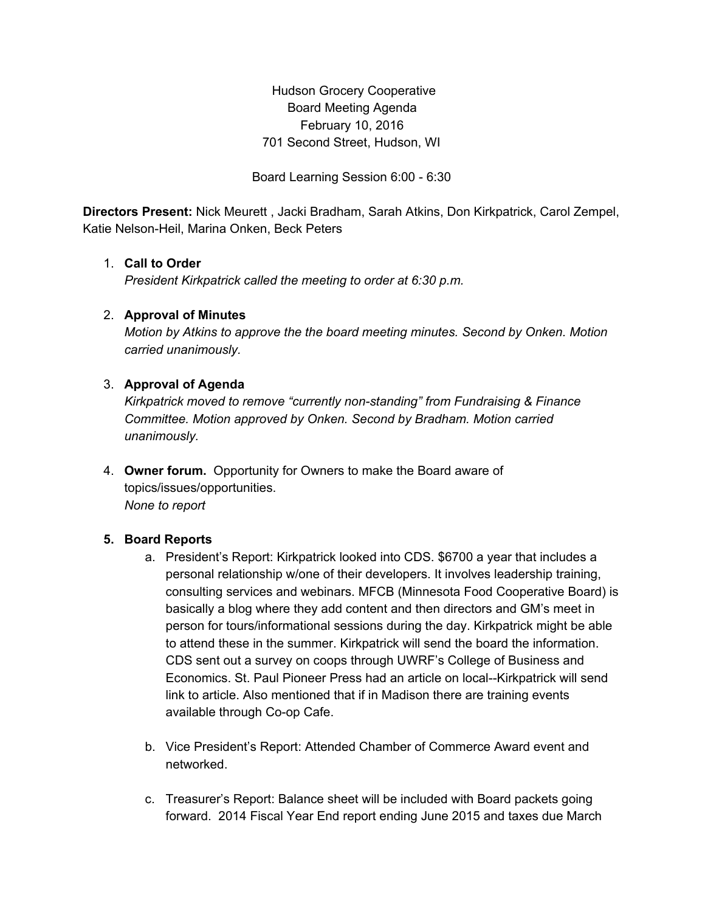Hudson Grocery Cooperative
Board Meeting Agenda
February 10, 2016
701 Second Street, Hudson, WI

Board Learning Session 6:00 - 6:30

**Directors Present:** Nick Meurett , Jacki Bradham, Sarah Atkins, Don Kirkpatrick, Carol Zempel, Katie Nelson-Heil, Marina Onken, Beck Peters

1. **Call to Order**
   *President Kirkpatrick called the meeting to order at 6:30 p.m.*

2. **Approval of Minutes**
   *Motion by Atkins to approve the the board meeting minutes. Second by Onken. Motion carried unanimously.*

3. **Approval of Agenda**
   *Kirkpatrick moved to remove "currently non-standing" from Fundraising & Finance Committee. Motion approved by Onken. Second by Bradham. Motion carried unanimously.*

4. **Owner forum.** Opportunity for Owners to make the Board aware of topics/issues/opportunities.
   *None to report*

5. **Board Reports**
   a. President's Report: Kirkpatrick looked into CDS. $6700 a year that includes a personal relationship w/one of their developers. It involves leadership training, consulting services and webinars. MFCB (Minnesota Food Cooperative Board) is basically a blog where they add content and then directors and GM's meet in person for tours/informational sessions during the day. Kirkpatrick might be able to attend these in the summer. Kirkpatrick will send the board the information. CDS sent out a survey on coops through UWRF's College of Business and Economics. St. Paul Pioneer Press had an article on local--Kirkpatrick will send link to article. Also mentioned that if in Madison there are training events available through Co-op Cafe.

   b. Vice President's Report: Attended Chamber of Commerce Award event and networked.

   c. Treasurer's Report: Balance sheet will be included with Board packets going forward. 2014 Fiscal Year End report ending June 2015 and taxes due March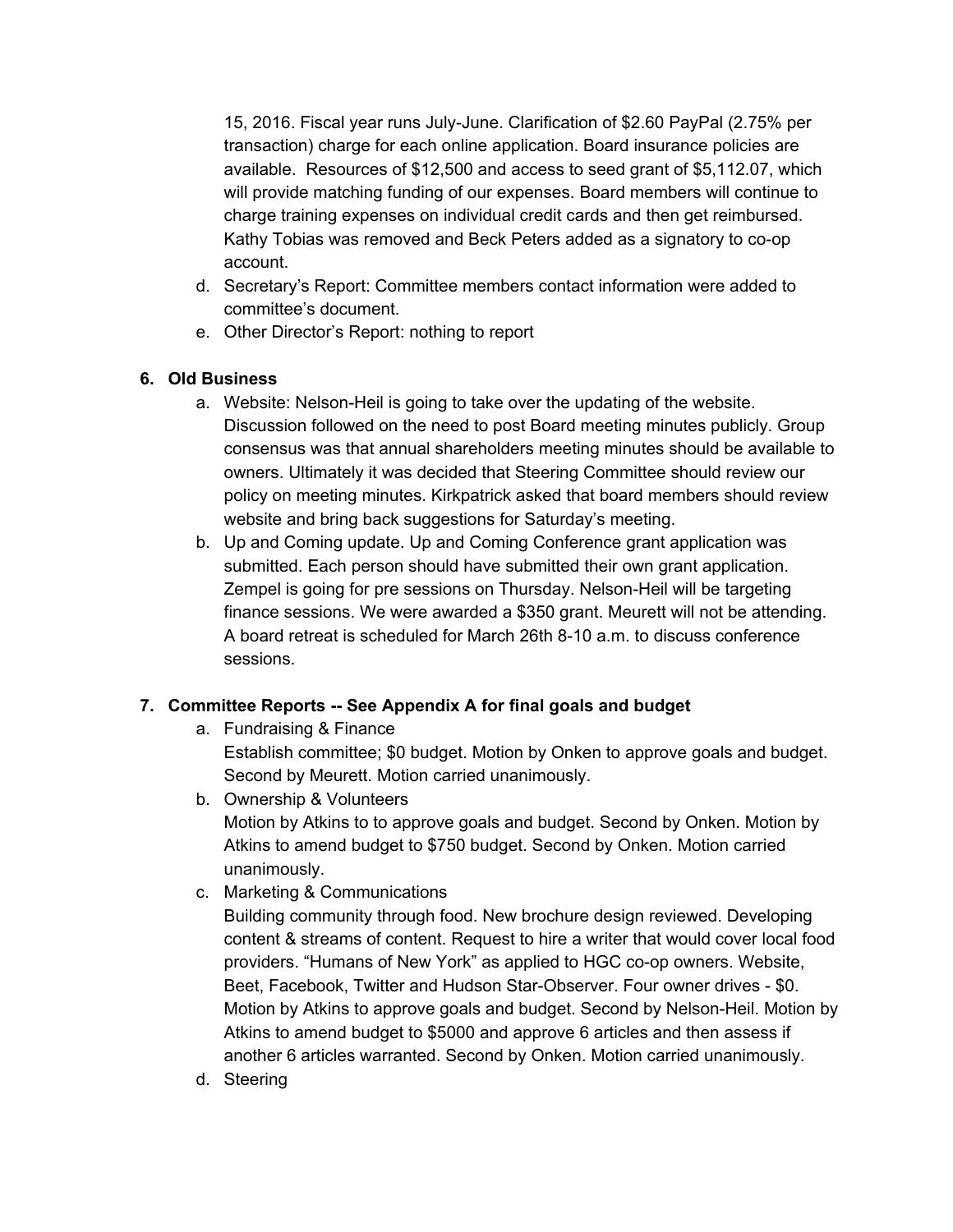15, 2016. Fiscal year runs July-June. Clarification of $2.60 PayPal (2.75% per transaction) charge for each online application. Board insurance policies are available. Resources of $12,500 and access to seed grant of $5,112.07, which will provide matching funding of our expenses. Board members will continue to charge training expenses on individual credit cards and then get reimbursed. Kathy Tobias was removed and Beck Peters added as a signatory to co-op account.

d. Secretary's Report: Committee members contact information were added to committee's document.
e. Other Director's Report: nothing to report

**6. Old Business**

a. Website: Nelson-Heil is going to take over the updating of the website. Discussion followed on the need to post Board meeting minutes publicly. Group consensus was that annual shareholders meeting minutes should be available to owners. Ultimately it was decided that Steering Committee should review our policy on meeting minutes. Kirkpatrick asked that board members should review website and bring back suggestions for Saturday's meeting.
b. Up and Coming update. Up and Coming Conference grant application was submitted. Each person should have submitted their own grant application. Zempel is going for pre sessions on Thursday. Nelson-Heil will be targeting finance sessions. We were awarded a $350 grant. Meurett will not be attending. A board retreat is scheduled for March 26th 8-10 a.m. to discuss conference sessions.

**7. Committee Reports -- See Appendix A for final goals and budget**

a. Fundraising & Finance
   Establish committee; $0 budget. Motion by Onken to approve goals and budget. Second by Meurett. Motion carried unanimously.
b. Ownership & Volunteers
   Motion by Atkins to to approve goals and budget. Second by Onken. Motion by Atkins to amend budget to $750 budget. Second by Onken. Motion carried unanimously.
c. Marketing & Communications
   Building community through food. New brochure design reviewed. Developing content & streams of content. Request to hire a writer that would cover local food providers. "Humans of New York" as applied to HGC co-op owners. Website, Beet, Facebook, Twitter and Hudson Star-Observer. Four owner drives - $0. Motion by Atkins to approve goals and budget. Second by Nelson-Heil. Motion by Atkins to amend budget to $5000 and approve 6 articles and then assess if another 6 articles warranted. Second by Onken. Motion carried unanimously.
d. Steering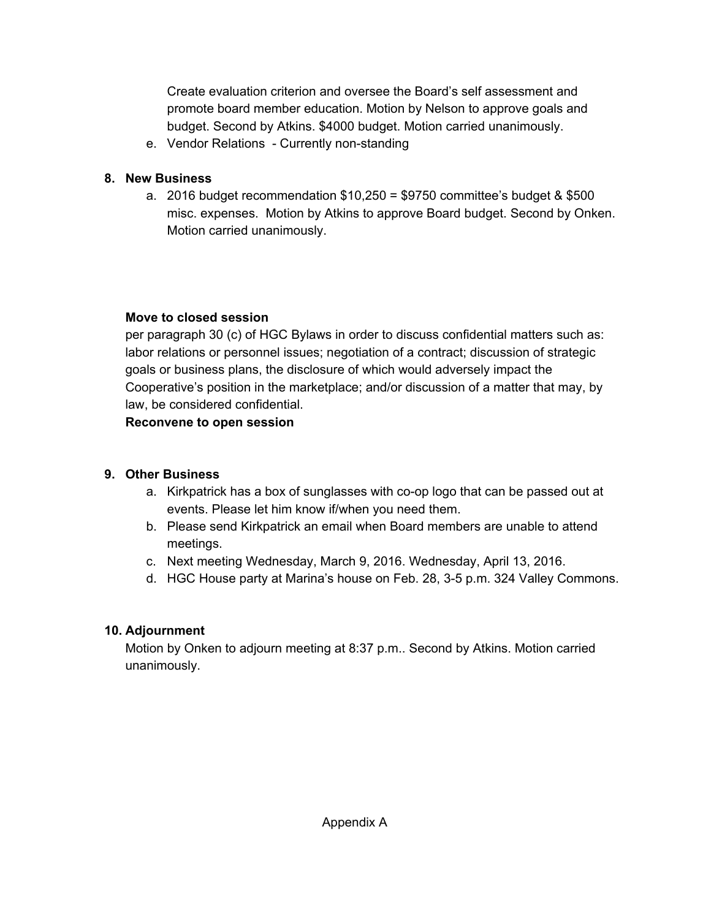Create evaluation criterion and oversee the Board's self assessment and promote board member education. Motion by Nelson to approve goals and budget. Second by Atkins. $4000 budget. Motion carried unanimously.

e. Vendor Relations - Currently non-standing

**8. New Business**

a. 2016 budget recommendation $10,250 = $9750 committee's budget & $500 misc. expenses. Motion by Atkins to approve Board budget. Second by Onken. Motion carried unanimously.

**Move to closed session**

per paragraph 30 (c) of HGC Bylaws in order to discuss confidential matters such as: labor relations or personnel issues; negotiation of a contract; discussion of strategic goals or business plans, the disclosure of which would adversely impact the Cooperative's position in the marketplace; and/or discussion of a matter that may, by law, be considered confidential.

**Reconvene to open session**

**9. Other Business**

a. Kirkpatrick has a box of sunglasses with co-op logo that can be passed out at events. Please let him know if/when you need them.
b. Please send Kirkpatrick an email when Board members are unable to attend meetings.
c. Next meeting Wednesday, March 9, 2016. Wednesday, April 13, 2016.
d. HGC House party at Marina's house on Feb. 28, 3-5 p.m. 324 Valley Commons.

**10. Adjournment**

Motion by Onken to adjourn meeting at 8:37 p.m.. Second by Atkins. Motion carried unanimously.

Appendix A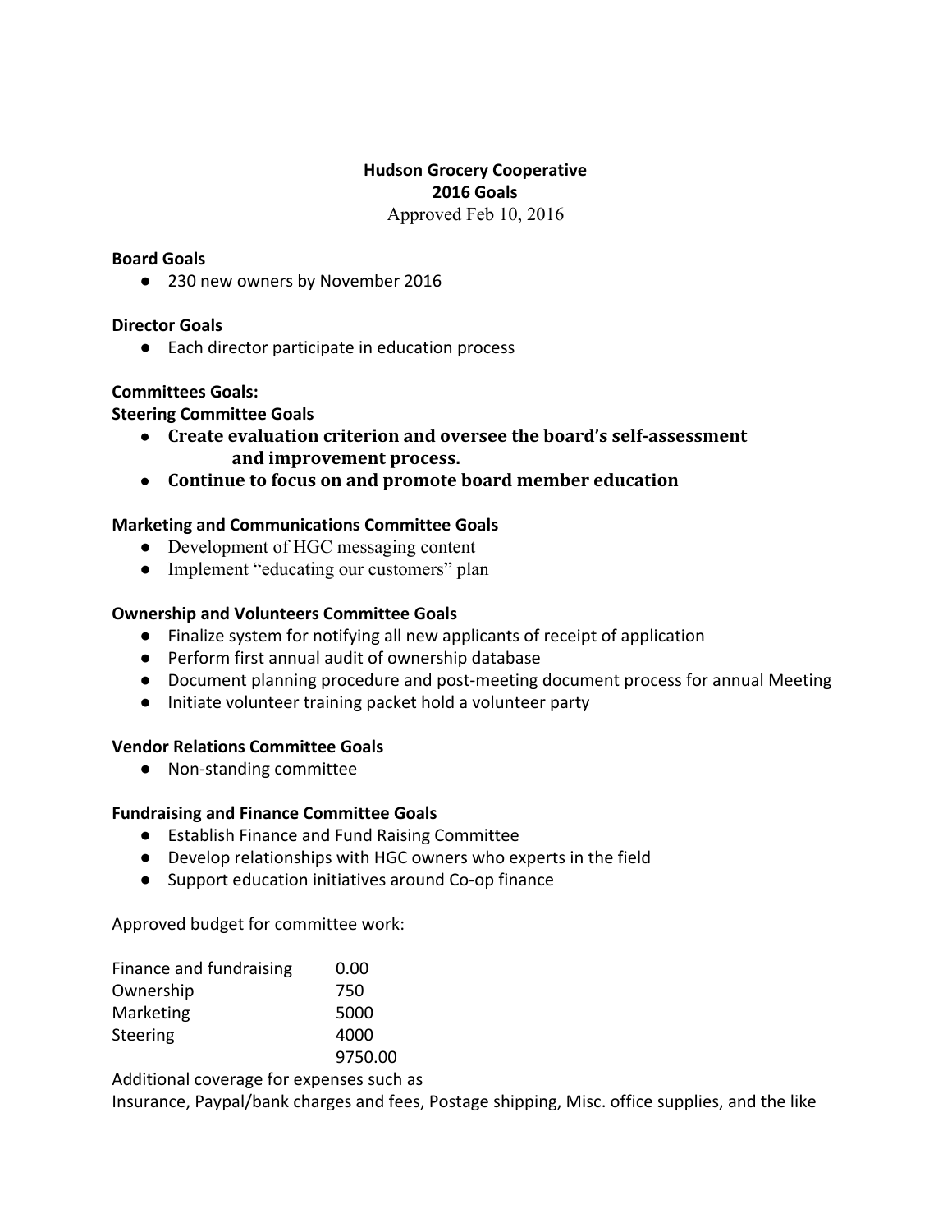# Hudson Grocery Cooperative
## 2016 Goals
Approved Feb 10, 2016

**Board Goals**
- 230 new owners by November 2016

**Director Goals**
- Each director participate in education process

**Committees Goals:**

**Steering Committee Goals**
- **Create evaluation criterion and oversee the board's self-assessment and improvement process.**
- **Continue to focus on and promote board member education**

**Marketing and Communications Committee Goals**
- Development of HGC messaging content
- Implement "educating our customers" plan

**Ownership and Volunteers Committee Goals**
- Finalize system for notifying all new applicants of receipt of application
- Perform first annual audit of ownership database
- Document planning procedure and post-meeting document process for annual Meeting
- Initiate volunteer training packet hold a volunteer party

**Vendor Relations Committee Goals**
- Non-standing committee

**Fundraising and Finance Committee Goals**
- Establish Finance and Fund Raising Committee
- Develop relationships with HGC owners who experts in the field
- Support education initiatives around Co-op finance

Approved budget for committee work:

| | |
|---|---|
| Finance and fundraising | 0.00 |
| Ownership | 750 |
| Marketing | 5000 |
| Steering | 4000 |
| | 9750.00 |

Additional coverage for expenses such as
Insurance, Paypal/bank charges and fees, Postage shipping, Misc. office supplies, and the like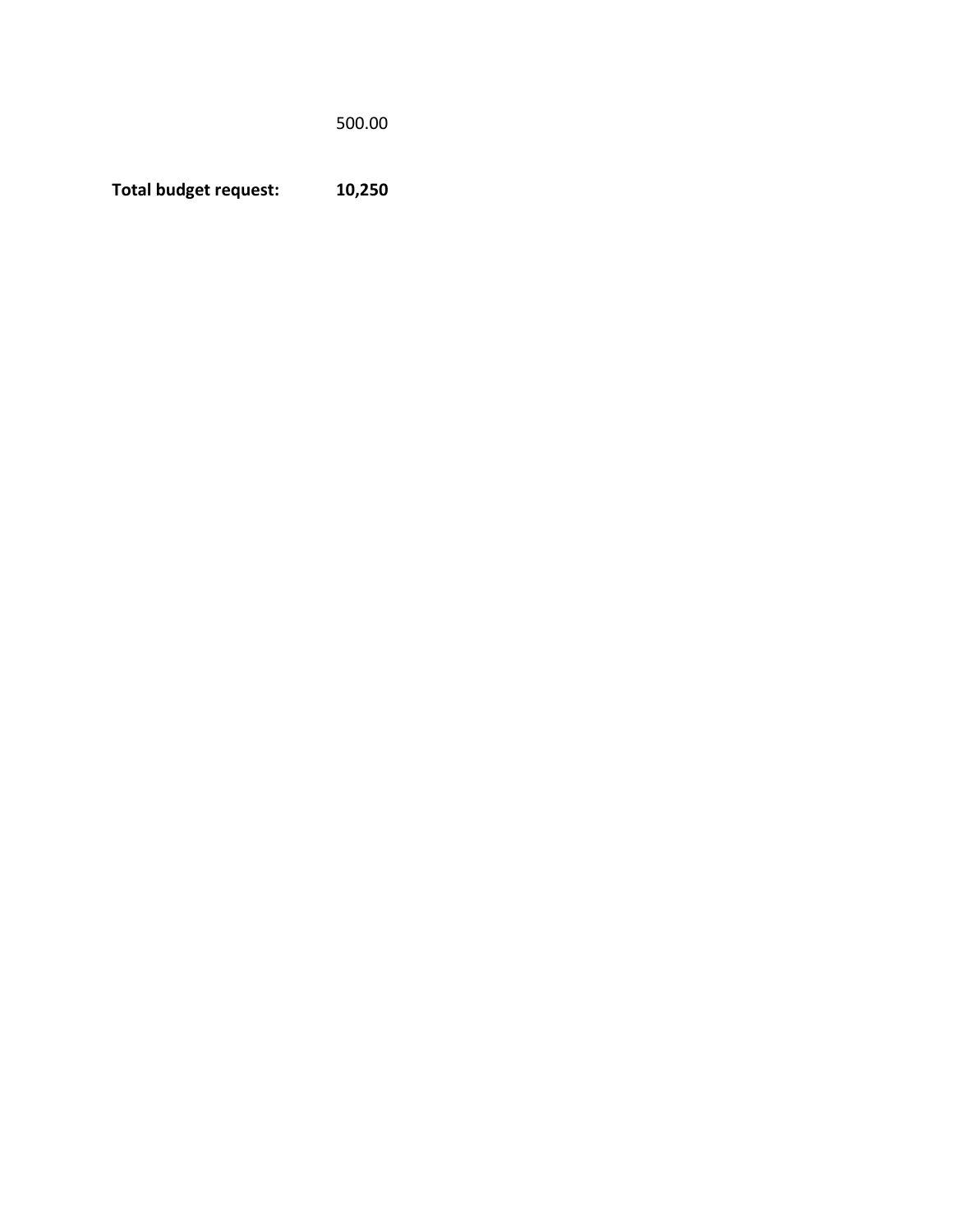| | |
|---|---|
| | 500.00 |
| **Total budget request:** | **10,250** |